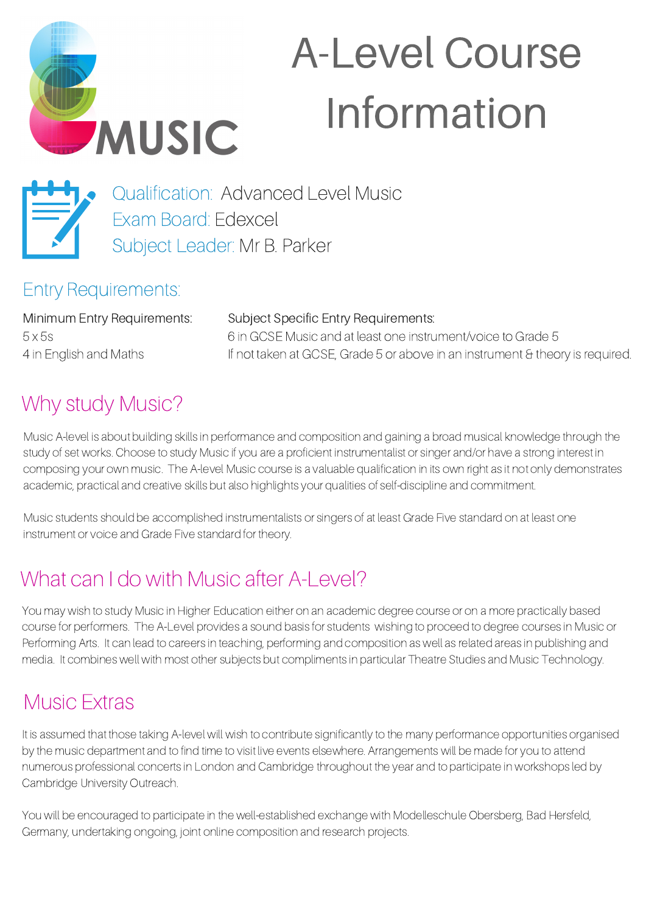MUSIC

# A-Level Course Information

Qualification: Advanced Level Music
Exam Board: Edexcel
Subject Leader: Mr B. Parker

## Entry Requirements:

| Minimum Entry Requirements: | Subject Specific Entry Requirements: |
|---|---|
| 5 x 5s | 6 in GCSE Music and at least one instrument/voice to Grade 5 |
| 4 in English and Maths | If not taken at GCSE, Grade 5 or above in an instrument & theory is required. |

## Why study Music?

Music A-level is about building skills in performance and composition and gaining a broad musical knowledge through the study of set works. Choose to study Music if you are a proficient instrumentalist or singer and/or have a strong interest in composing your own music. The A-level Music course is a valuable qualification in its own right as it not only demonstrates academic, practical and creative skills but also highlights your qualities of self-discipline and commitment.

Music students should be accomplished instrumentalists or singers of at least Grade Five standard on at least one instrument or voice and Grade Five standard for theory.

## What can I do with Music after A-Level?

You may wish to study Music in Higher Education either on an academic degree course or on a more practically based course for performers. The A-Level provides a sound basis for students wishing to proceed to degree courses in Music or Performing Arts. It can lead to careers in teaching, performing and composition as well as related areas in publishing and media. It combines well with most other subjects but compliments in particular Theatre Studies and Music Technology.

## Music Extras

It is assumed that those taking A-level will wish to contribute significantly to the many performance opportunities organised by the music department and to find time to visit live events elsewhere. Arrangements will be made for you to attend numerous professional concerts in London and Cambridge throughout the year and to participate in workshops led by Cambridge University Outreach.

You will be encouraged to participate in the well-established exchange with Modelleschule Obersberg, Bad Hersfeld, Germany, undertaking ongoing, joint online composition and research projects.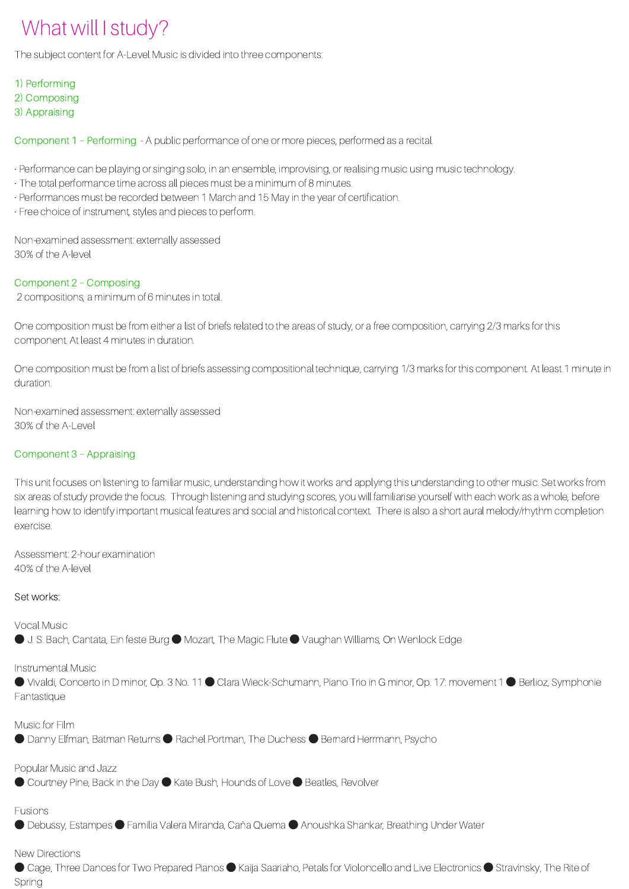# What will I study?

The subject content for A-Level Music is divided into three components:

1) Performing
2) Composing
3) Appraising

**Component 1 – Performing** - A public performance of one or more pieces, performed as a recital.

- Performance can be playing or singing solo, in an ensemble, improvising, or realising music using music technology.
- The total performance time across all pieces must be a minimum of 8 minutes.
- Performances must be recorded between 1 March and 15 May in the year of certification.
- Free choice of instrument, styles and pieces to perform.

Non-examined assessment: externally assessed
30% of the A-level

**Component 2 – Composing**
2 compositions, a minimum of 6 minutes in total.

One composition must be from either a list of briefs related to the areas of study, or a free composition, carrying 2/3 marks for this component. At least 4 minutes in duration.

One composition must be from a list of briefs assessing compositional technique, carrying 1/3 marks for this component. At least 1 minute in duration.

Non-examined assessment: externally assessed
30% of the A-Level

**Component 3 – Appraising**

This unit focuses on listening to familiar music, understanding how it works and applying this understanding to other music. Set works from six areas of study provide the focus. Through listening and studying scores, you will familiarise yourself with each work as a whole, before learning how to identify important musical features and social and historical context. There is also a short aural melody/rhythm completion exercise.

Assessment: 2-hour examination
40% of the A-level

Set works:

Vocal Music
● J. S. Bach, Cantata, Ein feste Burg ● Mozart, The Magic Flute ● Vaughan Williams, On Wenlock Edge

Instrumental Music
● Vivaldi, Concerto in D minor, Op. 3 No. 11 ● Clara Wieck-Schumann, Piano Trio in G minor, Op. 17: movement 1 ● Berlioz, Symphonie Fantastique

Music for Film
● Danny Elfman, Batman Returns ● Rachel Portman, The Duchess ● Bernard Herrmann, Psycho

Popular Music and Jazz
● Courtney Pine, Back in the Day ● Kate Bush, Hounds of Love ● Beatles, Revolver

Fusions
● Debussy, Estampes ● Familia Valera Miranda, Caña Quema ● Anoushka Shankar, Breathing Under Water

New Directions
● Cage, Three Dances for Two Prepared Pianos ● Kaija Saariaho, Petals for Violoncello and Live Electronics ● Stravinsky, The Rite of Spring